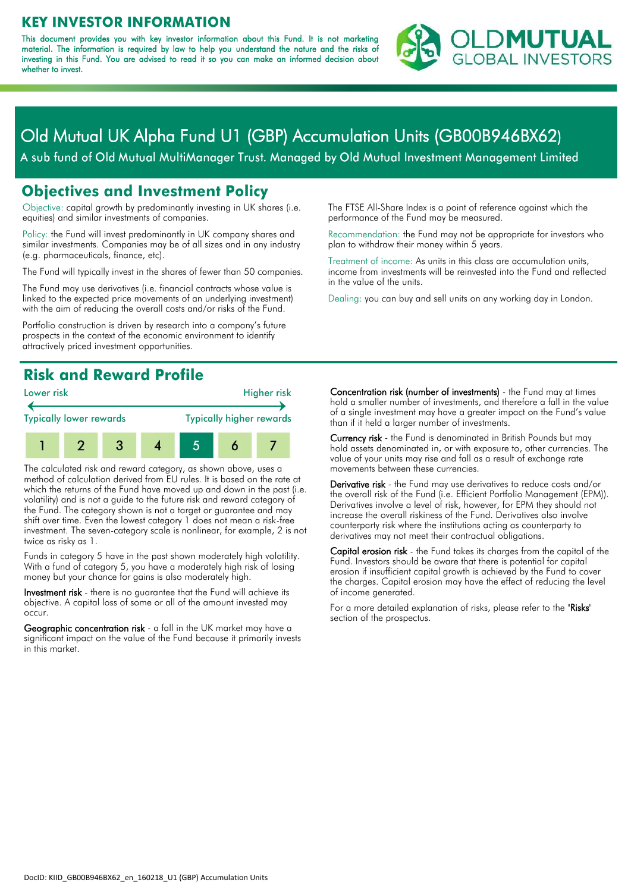# KEY INVESTOR INFORMATION

This document provides you with key investor information about this Fund. It is not marketing material. The information is required by law to help you understand the nature and the risks of investing in this Fund. You are advised to read it so you can make an informed decision about whether to invest.

OLDMUTUAL GLOBAL INVESTORS

# Old Mutual UK Alpha Fund U1 (GBP) Accumulation Units (GB00B946BX62)

A sub fund of Old Mutual MultiManager Trust. Managed by Old Mutual Investment Management Limited

## Objectives and Investment Policy

Objective: capital growth by predominantly investing in UK shares (i.e. equities) and similar investments of companies.

Policy: the Fund will invest predominantly in UK company shares and similar investments. Companies may be of all sizes and in any industry (e.g. pharmaceuticals, finance, etc).

The Fund will typically invest in the shares of fewer than 50 companies.

The Fund may use derivatives (i.e. financial contracts whose value is linked to the expected price movements of an underlying investment) with the aim of reducing the overall costs and/or risks of the Fund.

Portfolio construction is driven by research into a company's future prospects in the context of the economic environment to identify attractively priced investment opportunities.

The FTSE All-Share Index is a point of reference against which the performance of the Fund may be measured.

Recommendation: the Fund may not be appropriate for investors who plan to withdraw their money within 5 years.

Treatment of income: As units in this class are accumulation units, income from investments will be reinvested into the Fund and reflected in the value of the units.

Dealing: you can buy and sell units on any working day in London.

## Risk and Reward Profile

Lower risk — Higher risk

Typically lower rewards — Typically higher rewards

1 2 3 4 **5** 6 7

The calculated risk and reward category, as shown above, uses a method of calculation derived from EU rules. It is based on the rate at which the returns of the Fund have moved up and down in the past (i.e. volatility) and is not a guide to the future risk and reward category of the Fund. The category shown is not a target or guarantee and may shift over time. Even the lowest category 1 does not mean a risk-free investment. The seven-category scale is nonlinear, for example, 2 is not twice as risky as 1.

Funds in category 5 have in the past shown moderately high volatility. With a fund of category 5, you have a moderately high risk of losing money but your chance for gains is also moderately high.

**Investment risk** - there is no guarantee that the Fund will achieve its objective. A capital loss of some or all of the amount invested may occur.

**Geographic concentration risk** - a fall in the UK market may have a significant impact on the value of the Fund because it primarily invests in this market.

**Concentration risk (number of investments)** - the Fund may at times hold a smaller number of investments, and therefore a fall in the value of a single investment may have a greater impact on the Fund's value than if it held a larger number of investments.

**Currency risk** - the Fund is denominated in British Pounds but may hold assets denominated in, or with exposure to, other currencies. The value of your units may rise and fall as a result of exchange rate movements between these currencies.

**Derivative risk** - the Fund may use derivatives to reduce costs and/or the overall risk of the Fund (i.e. Efficient Portfolio Management (EPM)). Derivatives involve a level of risk, however, for EPM they should not increase the overall riskiness of the Fund. Derivatives also involve counterparty risk where the institutions acting as counterparty to derivatives may not meet their contractual obligations.

**Capital erosion risk** - the Fund takes its charges from the capital of the Fund. Investors should be aware that there is potential for capital erosion if insufficient capital growth is achieved by the Fund to cover the charges. Capital erosion may have the effect of reducing the level of income generated.

For a more detailed explanation of risks, please refer to the "**Risks**" section of the prospectus.

DocID: KIID_GB00B946BX62_en_160218_U1 (GBP) Accumulation Units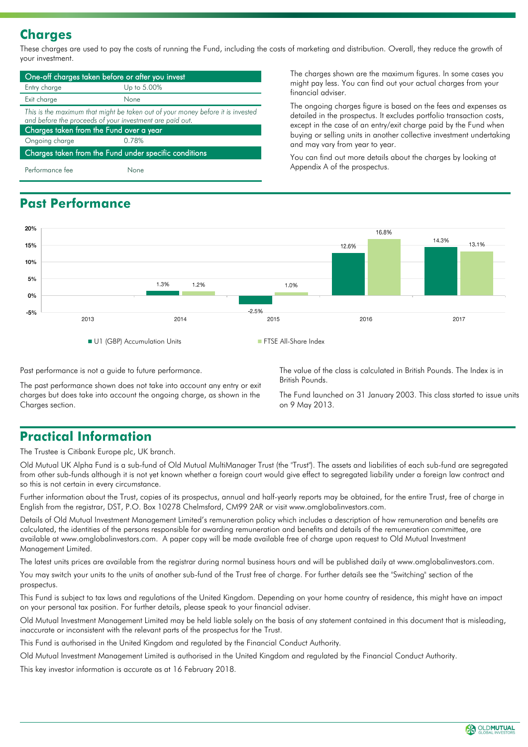## Charges

These charges are used to pay the costs of running the Fund, including the costs of marketing and distribution. Overall, they reduce the growth of your investment.

| One-off charges taken before or after you invest | |
|---|---|
| Entry charge | Up to 5.00% |
| Exit charge | None |
| *This is the maximum that might be taken out of your money before it is invested and before the proceeds of your investment are paid out.* | |
| **Charges taken from the Fund over a year** | |
| Ongoing charge | 0.78% |
| **Charges taken from the Fund under specific conditions** | |
| Performance fee | None |

The charges shown are the maximum figures. In some cases you might pay less. You can find out your actual charges from your financial adviser.

The ongoing charges figure is based on the fees and expenses as detailed in the prospectus. It excludes portfolio transaction costs, except in the case of an entry/exit charge paid by the Fund when buying or selling units in another collective investment undertaking and may vary from year to year.

You can find out more details about the charges by looking at Appendix A of the prospectus.

## Past Performance

20%
15%
10%
5%
0%
-5%

1.3%
1.2%
-2.5%
1.0%
12.6%
16.8%
14.3%
13.1%

2013
2014
2015
2016
2017

U1 (GBP) Accumulation Units
FTSE All-Share Index

Past performance is not a guide to future performance.

The past performance shown does not take into account any entry or exit charges but does take into account the ongoing charge, as shown in the Charges section.

The value of the class is calculated in British Pounds. The Index is in British Pounds.

The Fund launched on 31 January 2003. This class started to issue units on 9 May 2013.

## Practical Information

The Trustee is Citibank Europe plc, UK branch.

Old Mutual UK Alpha Fund is a sub-fund of Old Mutual MultiManager Trust (the "Trust"). The assets and liabilities of each sub-fund are segregated from other sub-funds although it is not yet known whether a foreign court would give effect to segregated liability under a foreign law contract and so this is not certain in every circumstance.

Further information about the Trust, copies of its prospectus, annual and half-yearly reports may be obtained, for the entire Trust, free of charge in English from the registrar, DST, P.O. Box 10278 Chelmsford, CM99 2AR or visit www.omglobalinvestors.com.

Details of Old Mutual Investment Management Limited's remuneration policy which includes a description of how remuneration and benefits are calculated, the identities of the persons responsible for awarding remuneration and benefits and details of the remuneration committee, are available at www.omglobalinvestors.com. A paper copy will be made available free of charge upon request to Old Mutual Investment Management Limited.

The latest units prices are available from the registrar during normal business hours and will be published daily at www.omglobalinvestors.com.

You may switch your units to the units of another sub-fund of the Trust free of charge. For further details see the "Switching" section of the prospectus.

This Fund is subject to tax laws and regulations of the United Kingdom. Depending on your home country of residence, this might have an impact on your personal tax position. For further details, please speak to your financial adviser.

Old Mutual Investment Management Limited may be held liable solely on the basis of any statement contained in this document that is misleading, inaccurate or inconsistent with the relevant parts of the prospectus for the Trust.

This Fund is authorised in the United Kingdom and regulated by the Financial Conduct Authority.

Old Mutual Investment Management Limited is authorised in the United Kingdom and regulated by the Financial Conduct Authority.

This key investor information is accurate as at 16 February 2018.